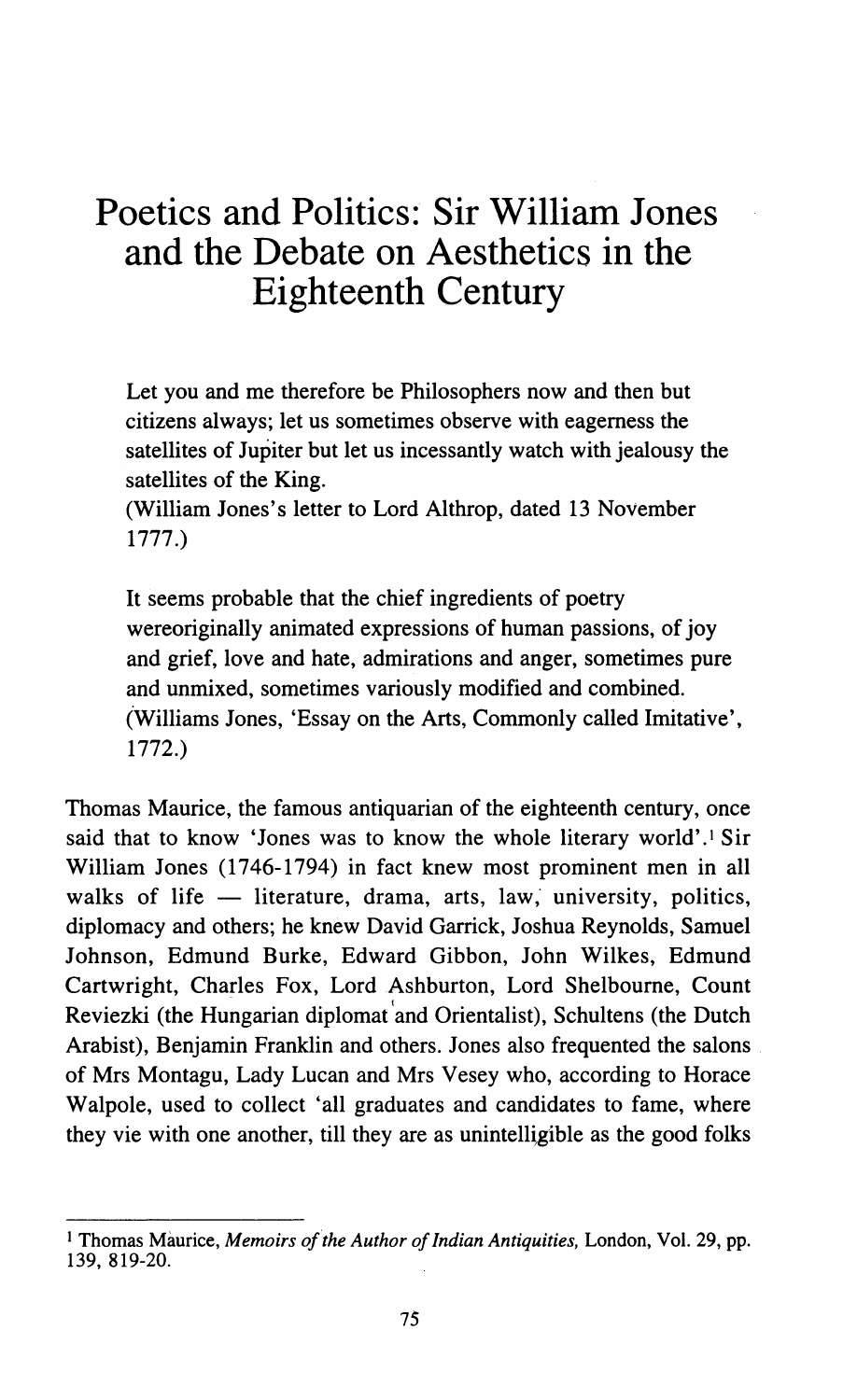# Poetics and Politics: Sir William Jones and the Debate on Aesthetics in the Eighteenth Century

> Let you and me therefore be Philosophers now and then but citizens always; let us sometimes observe with eagerness the satellites of Jupiter but let us incessantly watch with jealousy the satellites of the King.
> (William Jones's letter to Lord Althrop, dated 13 November 1777.)

> It seems probable that the chief ingredients of poetry wereoriginally animated expressions of human passions, of joy and grief, love and hate, admirations and anger, sometimes pure and unmixed, sometimes variously modified and combined.
> (Williams Jones, 'Essay on the Arts, Commonly called Imitative', 1772.)

Thomas Maurice, the famous antiquarian of the eighteenth century, once said that to know 'Jones was to know the whole literary world'.[1] Sir William Jones (1746-1794) in fact knew most prominent men in all walks of life — literature, drama, arts, law, university, politics, diplomacy and others; he knew David Garrick, Joshua Reynolds, Samuel Johnson, Edmund Burke, Edward Gibbon, John Wilkes, Edmund Cartwright, Charles Fox, Lord Ashburton, Lord Shelbourne, Count Reviezki (the Hungarian diplomat and Orientalist), Schultens (the Dutch Arabist), Benjamin Franklin and others. Jones also frequented the salons of Mrs Montagu, Lady Lucan and Mrs Vesey who, according to Horace Walpole, used to collect 'all graduates and candidates to fame, where they vie with one another, till they are as unintelligible as the good folks

---

[1] Thomas Maurice, *Memoirs of the Author of Indian Antiquities,* London, Vol. 29, pp. 139, 819-20.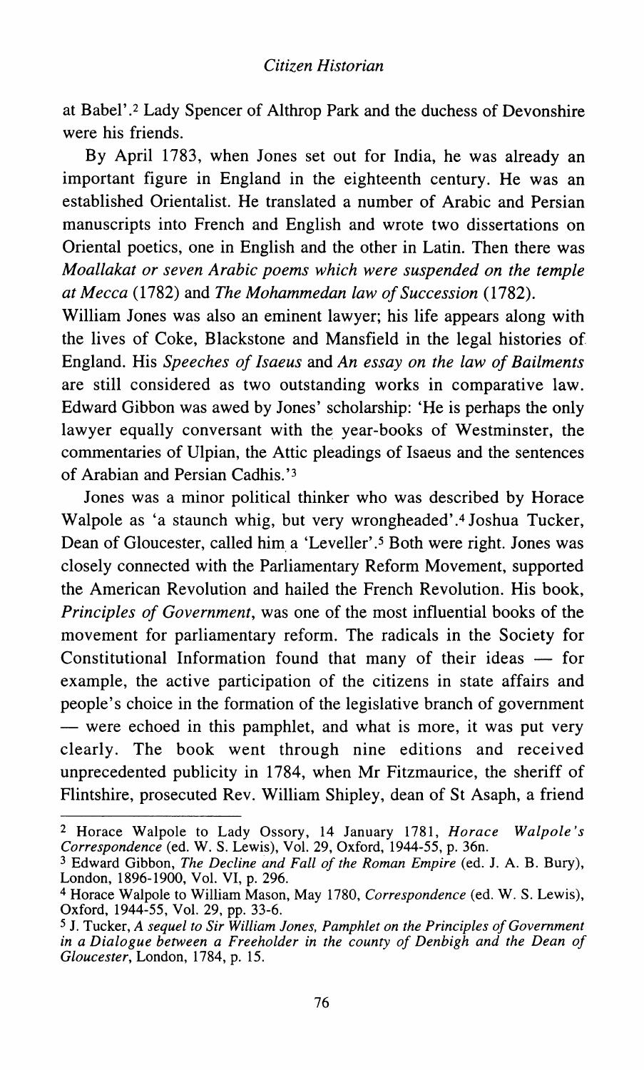at Babel'.[2] Lady Spencer of Althrop Park and the duchess of Devonshire were his friends.

By April 1783, when Jones set out for India, he was already an important figure in England in the eighteenth century. He was an established Orientalist. He translated a number of Arabic and Persian manuscripts into French and English and wrote two dissertations on Oriental poetics, one in English and the other in Latin. Then there was *Moallakat or seven Arabic poems which were suspended on the temple at Mecca* (1782) and *The Mohammedan law of Succession* (1782).

William Jones was also an eminent lawyer; his life appears along with the lives of Coke, Blackstone and Mansfield in the legal histories of England. His *Speeches of Isaeus* and *An essay on the law of Bailments* are still considered as two outstanding works in comparative law. Edward Gibbon was awed by Jones' scholarship: 'He is perhaps the only lawyer equally conversant with the year-books of Westminster, the commentaries of Ulpian, the Attic pleadings of Isaeus and the sentences of Arabian and Persian Cadhis.'[3]

Jones was a minor political thinker who was described by Horace Walpole as 'a staunch whig, but very wrongheaded'.[4] Joshua Tucker, Dean of Gloucester, called him a 'Leveller'.[5] Both were right. Jones was closely connected with the Parliamentary Reform Movement, supported the American Revolution and hailed the French Revolution. His book, *Principles of Government*, was one of the most influential books of the movement for parliamentary reform. The radicals in the Society for Constitutional Information found that many of their ideas — for example, the active participation of the citizens in state affairs and people's choice in the formation of the legislative branch of government — were echoed in this pamphlet, and what is more, it was put very clearly. The book went through nine editions and received unprecedented publicity in 1784, when Mr Fitzmaurice, the sheriff of Flintshire, prosecuted Rev. William Shipley, dean of St Asaph, a friend

---

[2] Horace Walpole to Lady Ossory, 14 January 1781, *Horace Walpole's Correspondence* (ed. W. S. Lewis), Vol. 29, Oxford, 1944-55, p. 36n.

[3] Edward Gibbon, *The Decline and Fall of the Roman Empire* (ed. J. A. B. Bury), London, 1896-1900, Vol. VI, p. 296.

[4] Horace Walpole to William Mason, May 1780, *Correspondence* (ed. W. S. Lewis), Oxford, 1944-55, Vol. 29, pp. 33-6.

[5] J. Tucker, *A sequel to Sir William Jones, Pamphlet on the Principles of Government in a Dialogue between a Freeholder in the county of Denbigh and the Dean of Gloucester*, London, 1784, p. 15.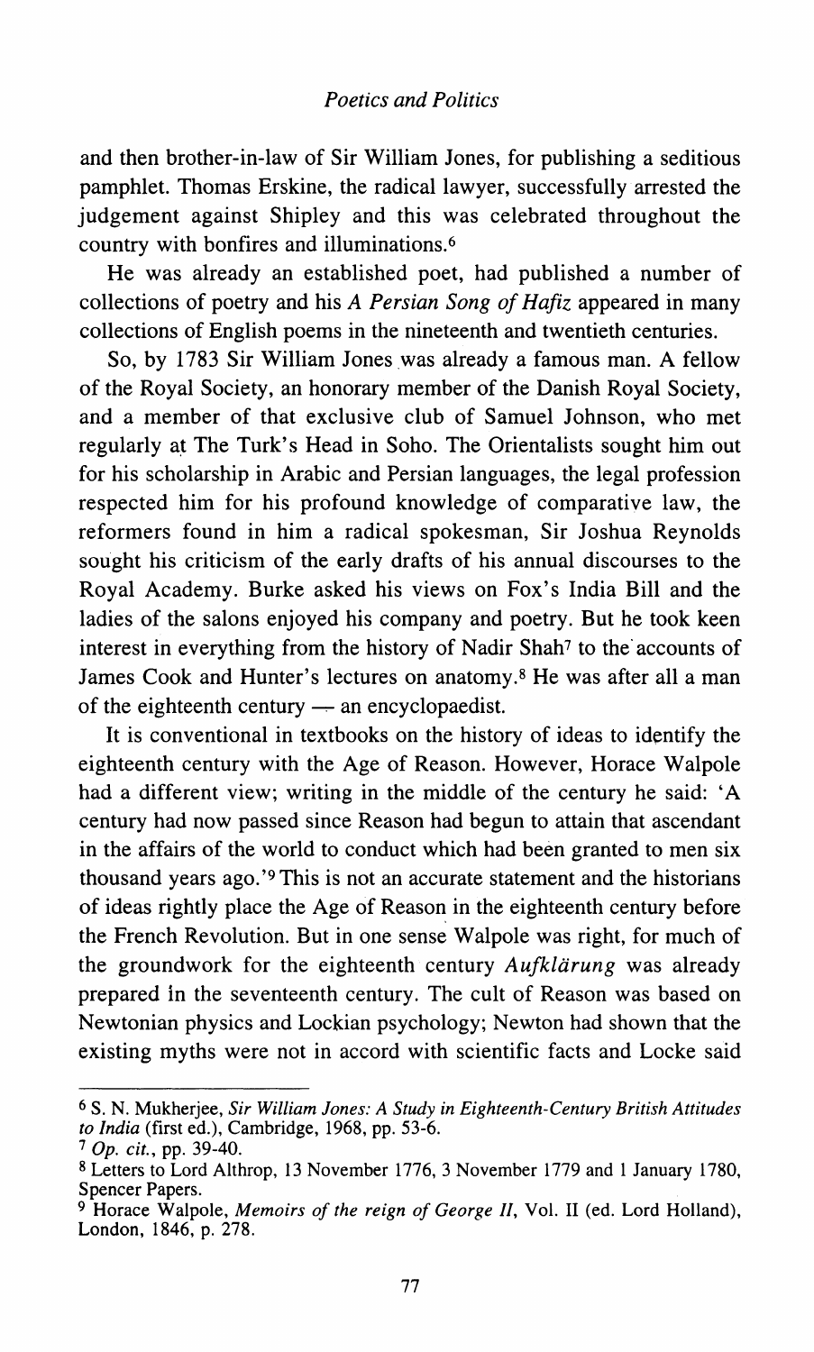and then brother-in-law of Sir William Jones, for publishing a seditious pamphlet. Thomas Erskine, the radical lawyer, successfully arrested the judgement against Shipley and this was celebrated throughout the country with bonfires and illuminations.[6]

He was already an established poet, had published a number of collections of poetry and his *A Persian Song of Hafiz* appeared in many collections of English poems in the nineteenth and twentieth centuries.

So, by 1783 Sir William Jones was already a famous man. A fellow of the Royal Society, an honorary member of the Danish Royal Society, and a member of that exclusive club of Samuel Johnson, who met regularly at The Turk's Head in Soho. The Orientalists sought him out for his scholarship in Arabic and Persian languages, the legal profession respected him for his profound knowledge of comparative law, the reformers found in him a radical spokesman, Sir Joshua Reynolds sought his criticism of the early drafts of his annual discourses to the Royal Academy. Burke asked his views on Fox's India Bill and the ladies of the salons enjoyed his company and poetry. But he took keen interest in everything from the history of Nadir Shah[7] to the accounts of James Cook and Hunter's lectures on anatomy.[8] He was after all a man of the eighteenth century — an encyclopaedist.

It is conventional in textbooks on the history of ideas to identify the eighteenth century with the Age of Reason. However, Horace Walpole had a different view; writing in the middle of the century he said: 'A century had now passed since Reason had begun to attain that ascendant in the affairs of the world to conduct which had been granted to men six thousand years ago.'[9] This is not an accurate statement and the historians of ideas rightly place the Age of Reason in the eighteenth century before the French Revolution. But in one sense Walpole was right, for much of the groundwork for the eighteenth century *Aufklärung* was already prepared in the seventeenth century. The cult of Reason was based on Newtonian physics and Lockian psychology; Newton had shown that the existing myths were not in accord with scientific facts and Locke said

---

[6] S. N. Mukherjee, *Sir William Jones: A Study in Eighteenth-Century British Attitudes to India* (first ed.), Cambridge, 1968, pp. 53-6.

[7] *Op. cit.*, pp. 39-40.

[8] Letters to Lord Althrop, 13 November 1776, 3 November 1779 and 1 January 1780, Spencer Papers.

[9] Horace Walpole, *Memoirs of the reign of George II*, Vol. II (ed. Lord Holland), London, 1846, p. 278.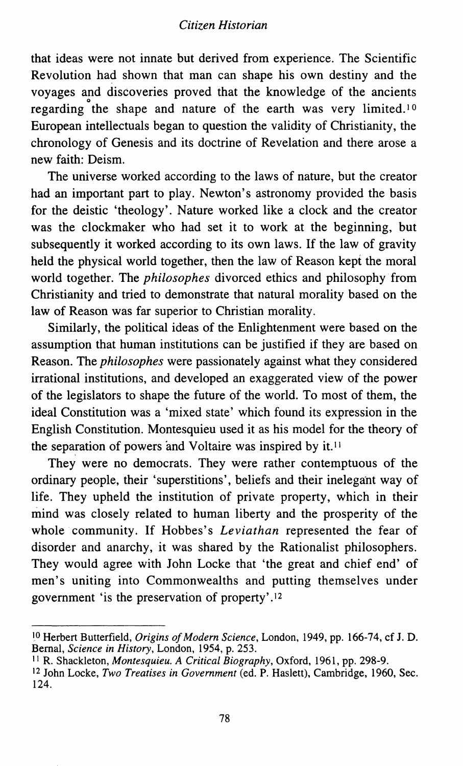that ideas were not innate but derived from experience. The Scientific Revolution had shown that man can shape his own destiny and the voyages and discoveries proved that the knowledge of the ancients regarding the shape and nature of the earth was very limited.[10] European intellectuals began to question the validity of Christianity, the chronology of Genesis and its doctrine of Revelation and there arose a new faith: Deism.

The universe worked according to the laws of nature, but the creator had an important part to play. Newton's astronomy provided the basis for the deistic 'theology'. Nature worked like a clock and the creator was the clockmaker who had set it to work at the beginning, but subsequently it worked according to its own laws. If the law of gravity held the physical world together, then the law of Reason kept the moral world together. The *philosophes* divorced ethics and philosophy from Christianity and tried to demonstrate that natural morality based on the law of Reason was far superior to Christian morality.

Similarly, the political ideas of the Enlightenment were based on the assumption that human institutions can be justified if they are based on Reason. The *philosophes* were passionately against what they considered irrational institutions, and developed an exaggerated view of the power of the legislators to shape the future of the world. To most of them, the ideal Constitution was a 'mixed state' which found its expression in the English Constitution. Montesquieu used it as his model for the theory of the separation of powers and Voltaire was inspired by it.[11]

They were no democrats. They were rather contemptuous of the ordinary people, their 'superstitions', beliefs and their inelegant way of life. They upheld the institution of private property, which in their mind was closely related to human liberty and the prosperity of the whole community. If Hobbes's *Leviathan* represented the fear of disorder and anarchy, it was shared by the Rationalist philosophers. They would agree with John Locke that 'the great and chief end' of men's uniting into Commonwealths and putting themselves under government 'is the preservation of property'.[12]

---

[10] Herbert Butterfield, *Origins of Modern Science*, London, 1949, pp. 166-74, cf J. D. Bernal, *Science in History*, London, 1954, p. 253.

[11] R. Shackleton, *Montesquieu. A Critical Biography*, Oxford, 1961, pp. 298-9.

[12] John Locke, *Two Treatises in Government* (ed. P. Haslett), Cambridge, 1960, Sec. 124.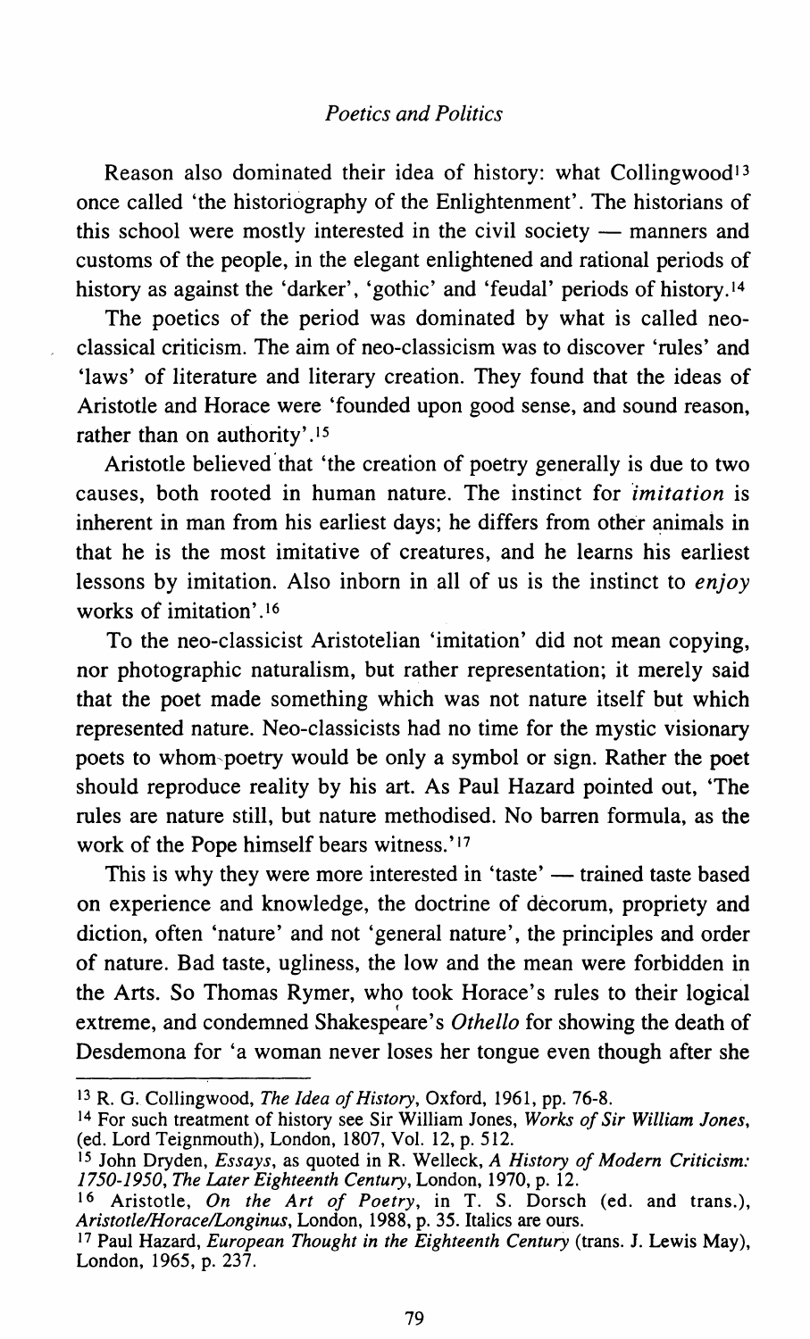Reason also dominated their idea of history: what Collingwood[13] once called 'the historiography of the Enlightenment'. The historians of this school were mostly interested in the civil society — manners and customs of the people, in the elegant enlightened and rational periods of history as against the 'darker', 'gothic' and 'feudal' periods of history.[14]

The poetics of the period was dominated by what is called neo-classical criticism. The aim of neo-classicism was to discover 'rules' and 'laws' of literature and literary creation. They found that the ideas of Aristotle and Horace were 'founded upon good sense, and sound reason, rather than on authority'.[15]

Aristotle believed that 'the creation of poetry generally is due to two causes, both rooted in human nature. The instinct for *imitation* is inherent in man from his earliest days; he differs from other animals in that he is the most imitative of creatures, and he learns his earliest lessons by imitation. Also inborn in all of us is the instinct to *enjoy* works of imitation'.[16]

To the neo-classicist Aristotelian 'imitation' did not mean copying, nor photographic naturalism, but rather representation; it merely said that the poet made something which was not nature itself but which represented nature. Neo-classicists had no time for the mystic visionary poets to whom poetry would be only a symbol or sign. Rather the poet should reproduce reality by his art. As Paul Hazard pointed out, 'The rules are nature still, but nature methodised. No barren formula, as the work of the Pope himself bears witness.'[17]

This is why they were more interested in 'taste' — trained taste based on experience and knowledge, the doctrine of decorum, propriety and diction, often 'nature' and not 'general nature', the principles and order of nature. Bad taste, ugliness, the low and the mean were forbidden in the Arts. So Thomas Rymer, who took Horace's rules to their logical extreme, and condemned Shakespeare's *Othello* for showing the death of Desdemona for 'a woman never loses her tongue even though after she

---

[13] R. G. Collingwood, *The Idea of History*, Oxford, 1961, pp. 76-8.

[14] For such treatment of history see Sir William Jones, *Works of Sir William Jones*, (ed. Lord Teignmouth), London, 1807, Vol. 12, p. 512.

[15] John Dryden, *Essays*, as quoted in R. Welleck, *A History of Modern Criticism: 1750-1950, The Later Eighteenth Century*, London, 1970, p. 12.

[16] Aristotle, *On the Art of Poetry*, in T. S. Dorsch (ed. and trans.), *Aristotle/Horace/Longinus*, London, 1988, p. 35. Italics are ours.

[17] Paul Hazard, *European Thought in the Eighteenth Century* (trans. J. Lewis May), London, 1965, p. 237.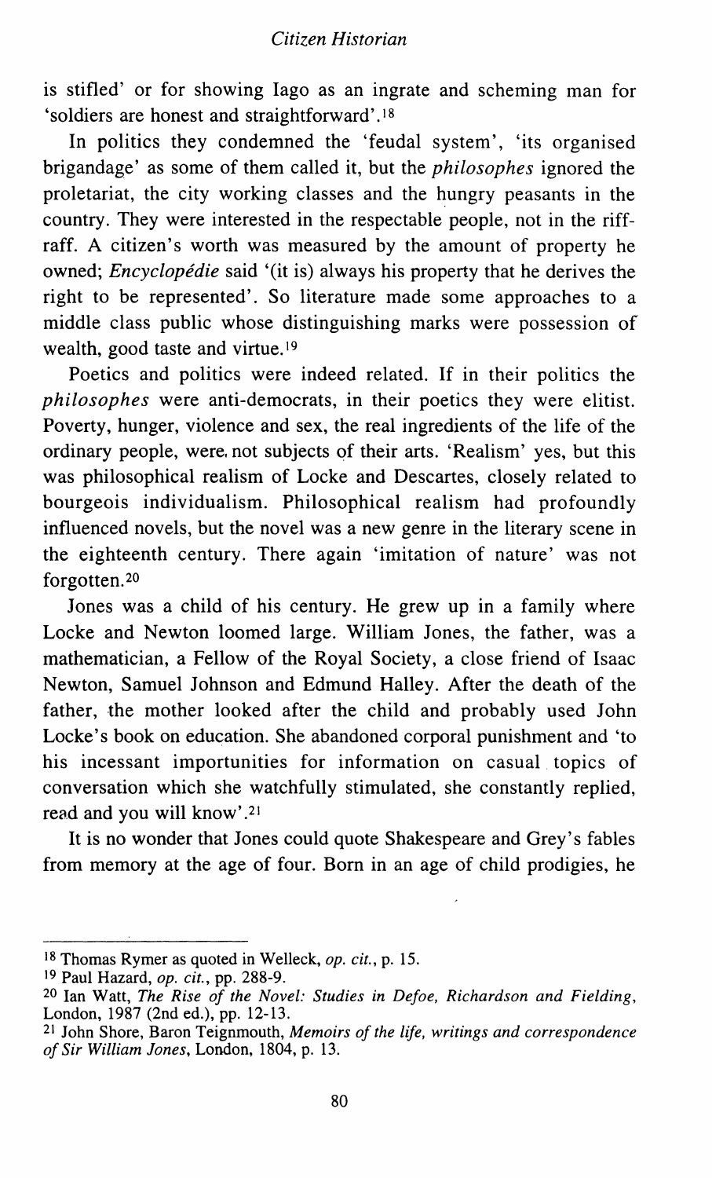is stifled' or for showing Iago as an ingrate and scheming man for 'soldiers are honest and straightforward'.[18]

In politics they condemned the 'feudal system', 'its organised brigandage' as some of them called it, but the *philosophes* ignored the proletariat, the city working classes and the hungry peasants in the country. They were interested in the respectable people, not in the riff-raff. A citizen's worth was measured by the amount of property he owned; *Encyclopédie* said '(it is) always his property that he derives the right to be represented'. So literature made some approaches to a middle class public whose distinguishing marks were possession of wealth, good taste and virtue.[19]

Poetics and politics were indeed related. If in their politics the *philosophes* were anti-democrats, in their poetics they were elitist. Poverty, hunger, violence and sex, the real ingredients of the life of the ordinary people, were not subjects of their arts. 'Realism' yes, but this was philosophical realism of Locke and Descartes, closely related to bourgeois individualism. Philosophical realism had profoundly influenced novels, but the novel was a new genre in the literary scene in the eighteenth century. There again 'imitation of nature' was not forgotten.[20]

Jones was a child of his century. He grew up in a family where Locke and Newton loomed large. William Jones, the father, was a mathematician, a Fellow of the Royal Society, a close friend of Isaac Newton, Samuel Johnson and Edmund Halley. After the death of the father, the mother looked after the child and probably used John Locke's book on education. She abandoned corporal punishment and 'to his incessant importunities for information on casual topics of conversation which she watchfully stimulated, she constantly replied, read and you will know'.[21]

It is no wonder that Jones could quote Shakespeare and Grey's fables from memory at the age of four. Born in an age of child prodigies, he

---

[18] Thomas Rymer as quoted in Welleck, *op. cit.*, p. 15.

[19] Paul Hazard, *op. cit.*, pp. 288-9.

[20] Ian Watt, *The Rise of the Novel: Studies in Defoe, Richardson and Fielding*, London, 1987 (2nd ed.), pp. 12-13.

[21] John Shore, Baron Teignmouth, *Memoirs of the life, writings and correspondence of Sir William Jones*, London, 1804, p. 13.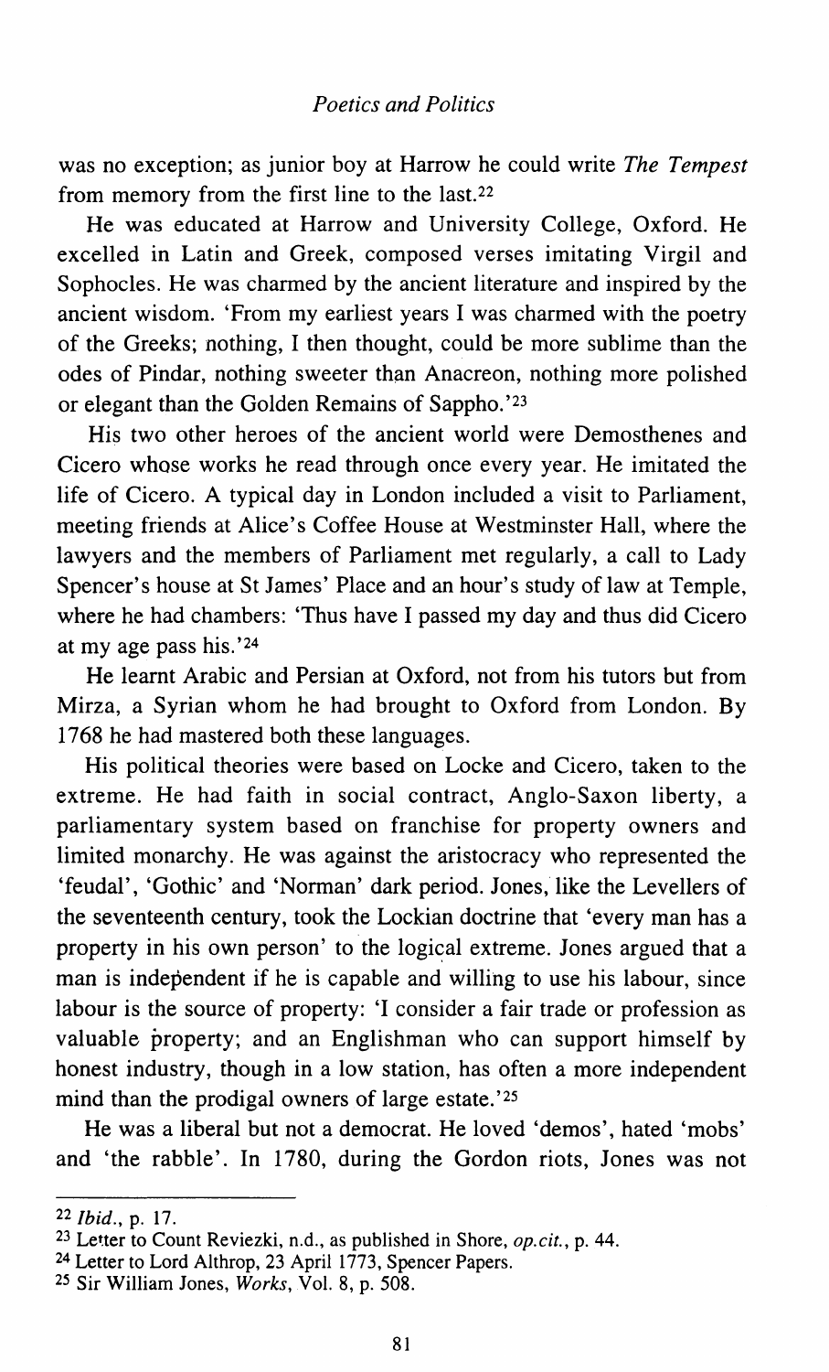was no exception; as junior boy at Harrow he could write *The Tempest* from memory from the first line to the last.[22]

He was educated at Harrow and University College, Oxford. He excelled in Latin and Greek, composed verses imitating Virgil and Sophocles. He was charmed by the ancient literature and inspired by the ancient wisdom. 'From my earliest years I was charmed with the poetry of the Greeks; nothing, I then thought, could be more sublime than the odes of Pindar, nothing sweeter than Anacreon, nothing more polished or elegant than the Golden Remains of Sappho.'[23]

His two other heroes of the ancient world were Demosthenes and Cicero whose works he read through once every year. He imitated the life of Cicero. A typical day in London included a visit to Parliament, meeting friends at Alice's Coffee House at Westminster Hall, where the lawyers and the members of Parliament met regularly, a call to Lady Spencer's house at St James' Place and an hour's study of law at Temple, where he had chambers: 'Thus have I passed my day and thus did Cicero at my age pass his.'[24]

He learnt Arabic and Persian at Oxford, not from his tutors but from Mirza, a Syrian whom he had brought to Oxford from London. By 1768 he had mastered both these languages.

His political theories were based on Locke and Cicero, taken to the extreme. He had faith in social contract, Anglo-Saxon liberty, a parliamentary system based on franchise for property owners and limited monarchy. He was against the aristocracy who represented the 'feudal', 'Gothic' and 'Norman' dark period. Jones, like the Levellers of the seventeenth century, took the Lockian doctrine that 'every man has a property in his own person' to the logical extreme. Jones argued that a man is independent if he is capable and willing to use his labour, since labour is the source of property: 'I consider a fair trade or profession as valuable property; and an Englishman who can support himself by honest industry, though in a low station, has often a more independent mind than the prodigal owners of large estate.'[25]

He was a liberal but not a democrat. He loved 'demos', hated 'mobs' and 'the rabble'. In 1780, during the Gordon riots, Jones was not

---

[22] *Ibid.*, p. 17.

[23] Letter to Count Reviezki, n.d., as published in Shore, *op.cit.*, p. 44.

[24] Letter to Lord Althrop, 23 April 1773, Spencer Papers.

[25] Sir William Jones, *Works*, Vol. 8, p. 508.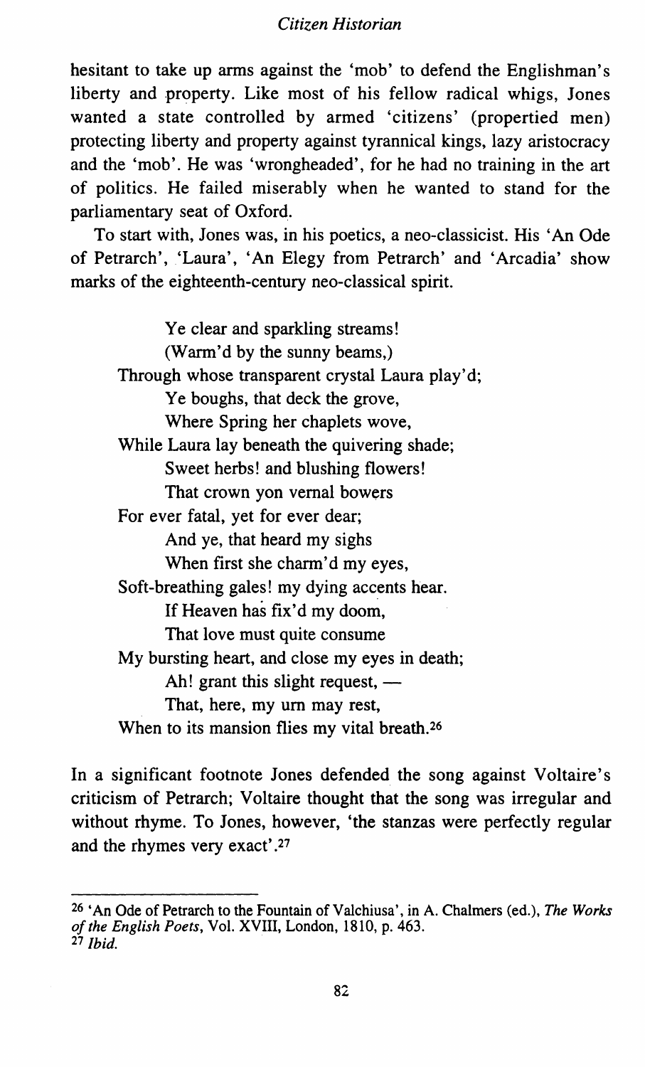hesitant to take up arms against the 'mob' to defend the Englishman's liberty and property. Like most of his fellow radical whigs, Jones wanted a state controlled by armed 'citizens' (propertied men) protecting liberty and property against tyrannical kings, lazy aristocracy and the 'mob'. He was 'wrongheaded', for he had no training in the art of politics. He failed miserably when he wanted to stand for the parliamentary seat of Oxford.

To start with, Jones was, in his poetics, a neo-classicist. His 'An Ode of Petrarch', 'Laura', 'An Elegy from Petrarch' and 'Arcadia' show marks of the eighteenth-century neo-classical spirit.

> Ye clear and sparkling streams!  
> (Warm'd by the sunny beams,)  
> Through whose transparent crystal Laura play'd;  
> Ye boughs, that deck the grove,  
> Where Spring her chaplets wove,  
> While Laura lay beneath the quivering shade;  
> Sweet herbs! and blushing flowers!  
> That crown yon vernal bowers  
> For ever fatal, yet for ever dear;  
> And ye, that heard my sighs  
> When first she charm'd my eyes,  
> Soft-breathing gales! my dying accents hear.  
> If Heaven has fix'd my doom,  
> That love must quite consume  
> My bursting heart, and close my eyes in death;  
> Ah! grant this slight request, —  
> That, here, my urn may rest,  
> When to its mansion flies my vital breath.[26]

In a significant footnote Jones defended the song against Voltaire's criticism of Petrarch; Voltaire thought that the song was irregular and without rhyme. To Jones, however, 'the stanzas were perfectly regular and the rhymes very exact'.[27]

---

[26] 'An Ode of Petrarch to the Fountain of Valchiusa', in A. Chalmers (ed.), *The Works of the English Poets*, Vol. XVIII, London, 1810, p. 463.
[27] *Ibid.*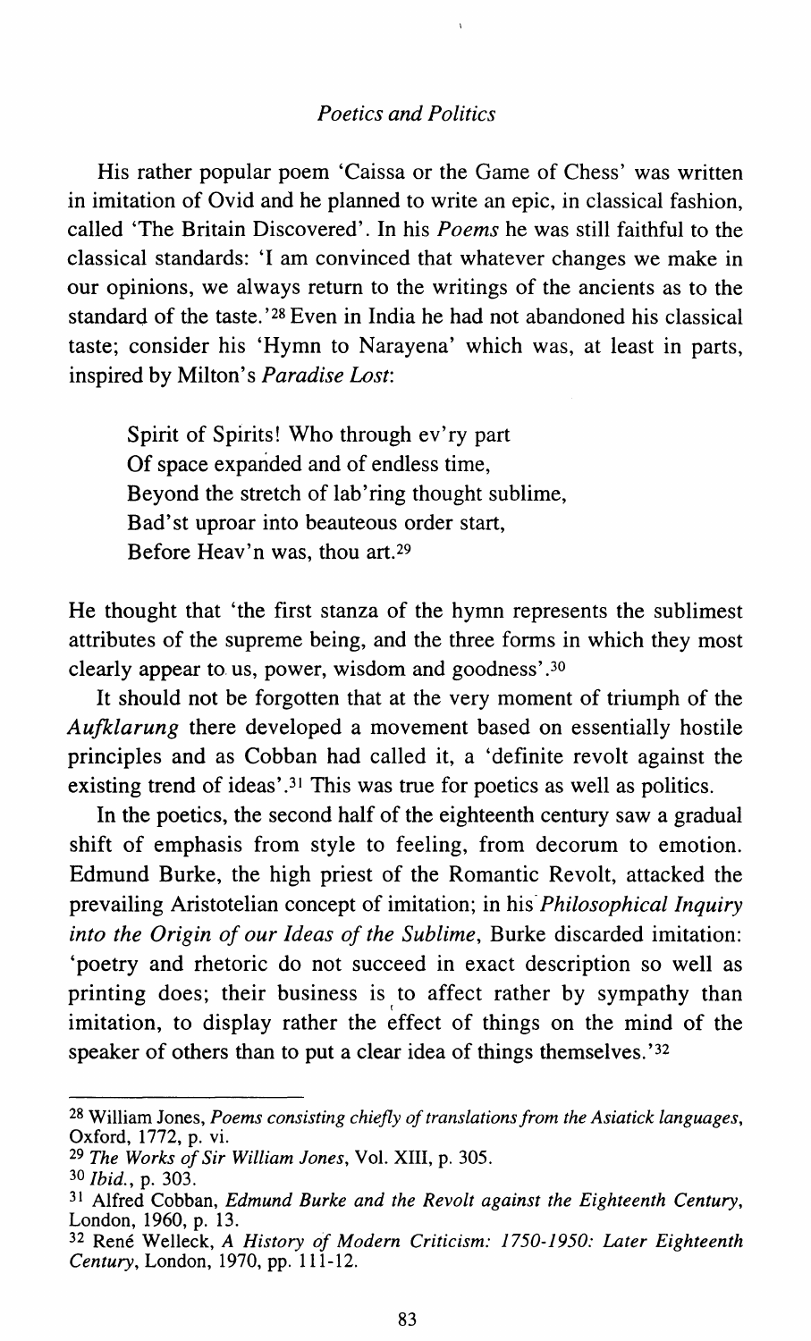His rather popular poem 'Caissa or the Game of Chess' was written in imitation of Ovid and he planned to write an epic, in classical fashion, called 'The Britain Discovered'. In his *Poems* he was still faithful to the classical standards: 'I am convinced that whatever changes we make in our opinions, we always return to the writings of the ancients as to the standard of the taste.'[28] Even in India he had not abandoned his classical taste; consider his 'Hymn to Narayena' which was, at least in parts, inspired by Milton's *Paradise Lost*:

> Spirit of Spirits! Who through ev'ry part
> Of space expanded and of endless time,
> Beyond the stretch of lab'ring thought sublime,
> Bad'st uproar into beauteous order start,
> Before Heav'n was, thou art.[29]

He thought that 'the first stanza of the hymn represents the sublimest attributes of the supreme being, and the three forms in which they most clearly appear to us, power, wisdom and goodness'.[30]

It should not be forgotten that at the very moment of triumph of the *Aufklarung* there developed a movement based on essentially hostile principles and as Cobban had called it, a 'definite revolt against the existing trend of ideas'.[31] This was true for poetics as well as politics.

In the poetics, the second half of the eighteenth century saw a gradual shift of emphasis from style to feeling, from decorum to emotion. Edmund Burke, the high priest of the Romantic Revolt, attacked the prevailing Aristotelian concept of imitation; in his *Philosophical Inquiry into the Origin of our Ideas of the Sublime*, Burke discarded imitation: 'poetry and rhetoric do not succeed in exact description so well as printing does; their business is to affect rather by sympathy than imitation, to display rather the effect of things on the mind of the speaker of others than to put a clear idea of things themselves.'[32]

---

[28] William Jones, *Poems consisting chiefly of translations from the Asiatick languages*, Oxford, 1772, p. vi.

[29] *The Works of Sir William Jones*, Vol. XIII, p. 305.

[30] *Ibid.*, p. 303.

[31] Alfred Cobban, *Edmund Burke and the Revolt against the Eighteenth Century*, London, 1960, p. 13.

[32] René Welleck, *A History of Modern Criticism: 1750-1950: Later Eighteenth Century*, London, 1970, pp. 111-12.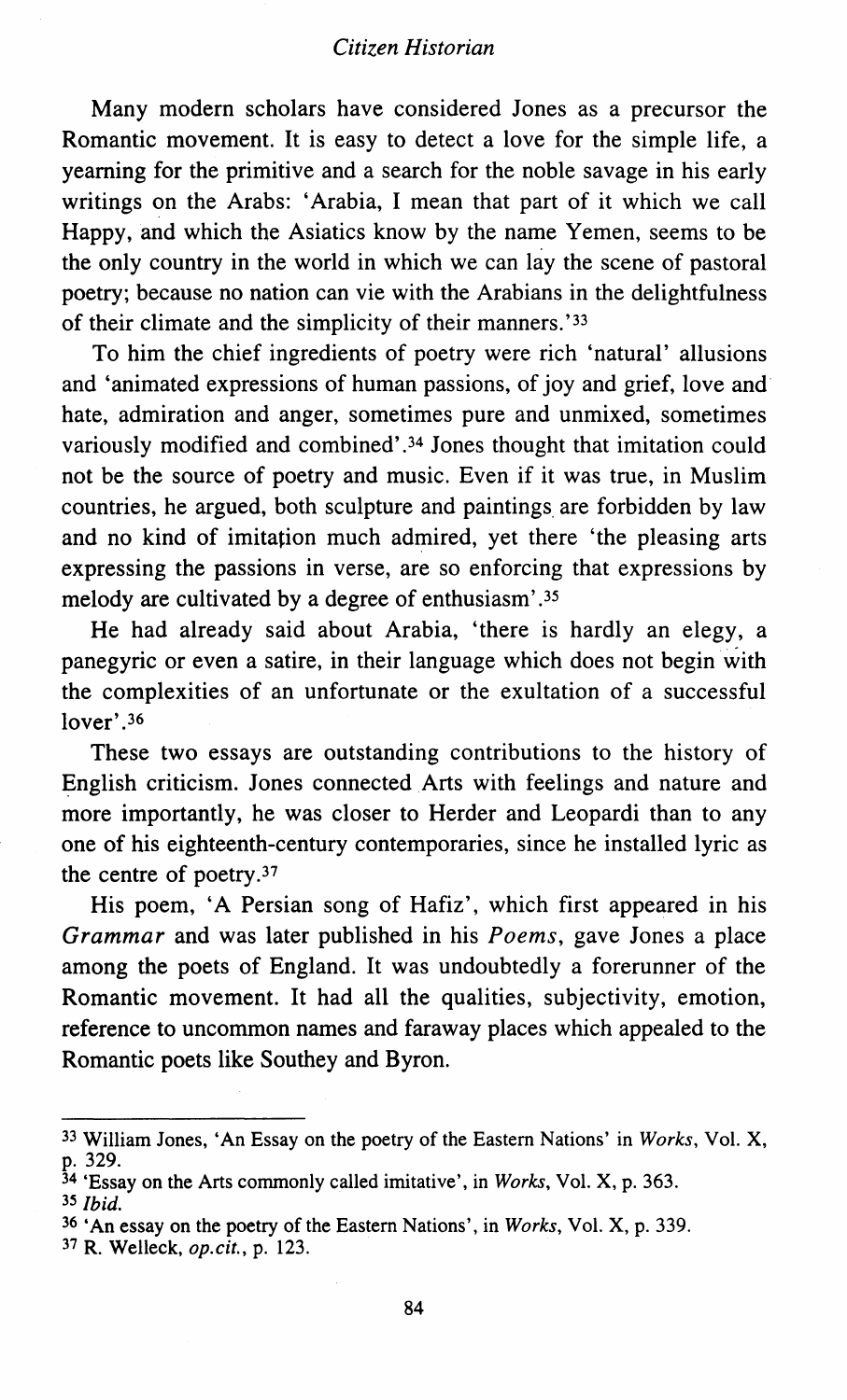Many modern scholars have considered Jones as a precursor the Romantic movement. It is easy to detect a love for the simple life, a yearning for the primitive and a search for the noble savage in his early writings on the Arabs: 'Arabia, I mean that part of it which we call Happy, and which the Asiatics know by the name Yemen, seems to be the only country in the world in which we can lay the scene of pastoral poetry; because no nation can vie with the Arabians in the delightfulness of their climate and the simplicity of their manners.'[33]

To him the chief ingredients of poetry were rich 'natural' allusions and 'animated expressions of human passions, of joy and grief, love and hate, admiration and anger, sometimes pure and unmixed, sometimes variously modified and combined'.[34] Jones thought that imitation could not be the source of poetry and music. Even if it was true, in Muslim countries, he argued, both sculpture and paintings are forbidden by law and no kind of imitation much admired, yet there 'the pleasing arts expressing the passions in verse, are so enforcing that expressions by melody are cultivated by a degree of enthusiasm'.[35]

He had already said about Arabia, 'there is hardly an elegy, a panegyric or even a satire, in their language which does not begin with the complexities of an unfortunate or the exultation of a successful lover'.[36]

These two essays are outstanding contributions to the history of English criticism. Jones connected Arts with feelings and nature and more importantly, he was closer to Herder and Leopardi than to any one of his eighteenth-century contemporaries, since he installed lyric as the centre of poetry.[37]

His poem, 'A Persian song of Hafiz', which first appeared in his *Grammar* and was later published in his *Poems*, gave Jones a place among the poets of England. It was undoubtedly a forerunner of the Romantic movement. It had all the qualities, subjectivity, emotion, reference to uncommon names and faraway places which appealed to the Romantic poets like Southey and Byron.

---

[33] William Jones, 'An Essay on the poetry of the Eastern Nations' in *Works*, Vol. X, p. 329.

[34] 'Essay on the Arts commonly called imitative', in *Works*, Vol. X, p. 363.

[35] *Ibid.*

[36] 'An essay on the poetry of the Eastern Nations', in *Works*, Vol. X, p. 339.

[37] R. Welleck, *op.cit.*, p. 123.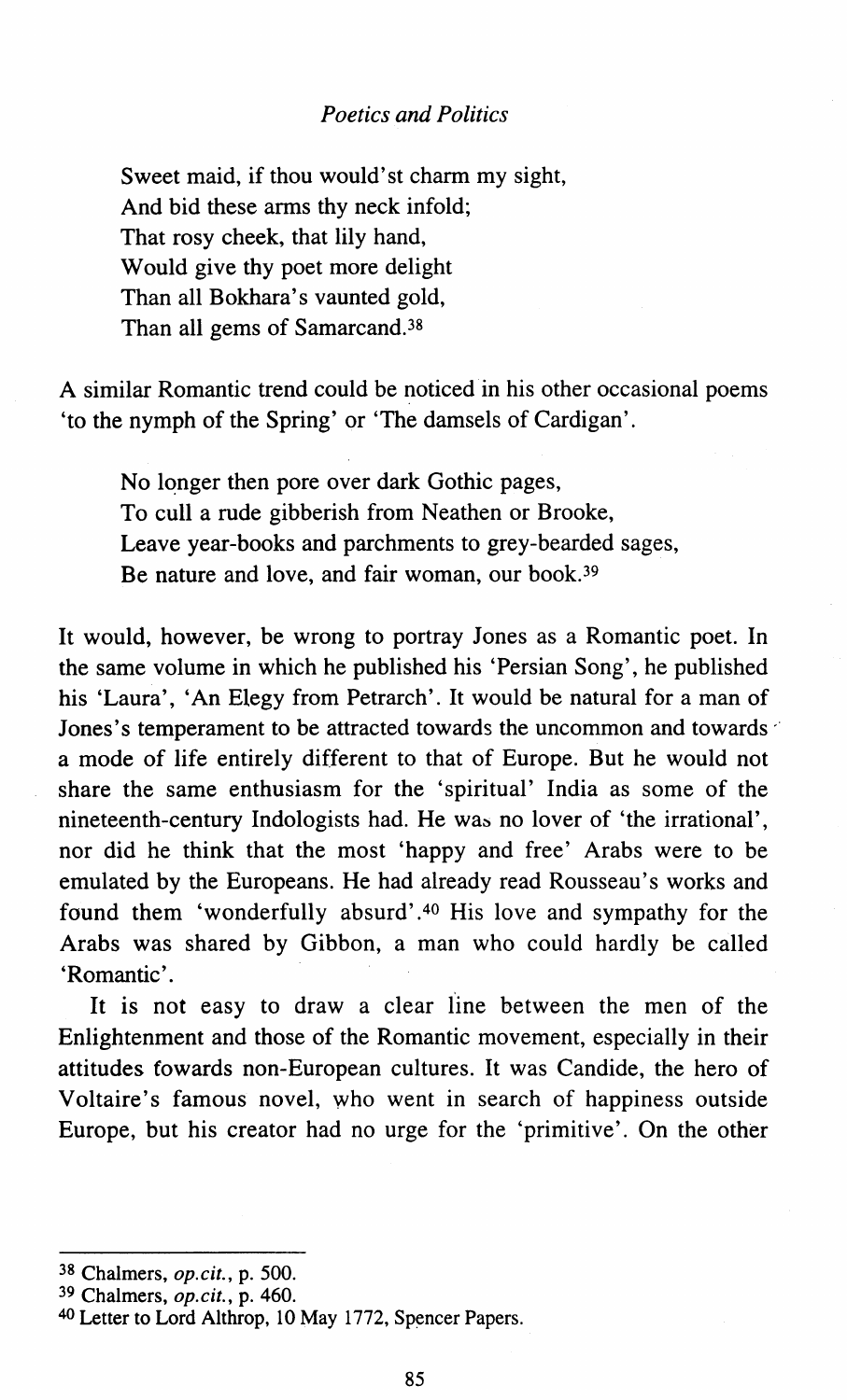> Sweet maid, if thou would'st charm my sight,
> And bid these arms thy neck infold;
> That rosy cheek, that lily hand,
> Would give thy poet more delight
> Than all Bokhara's vaunted gold,
> Than all gems of Samarcand.[38]

A similar Romantic trend could be noticed in his other occasional poems 'to the nymph of the Spring' or 'The damsels of Cardigan'.

> No longer then pore over dark Gothic pages,
> To cull a rude gibberish from Neathen or Brooke,
> Leave year-books and parchments to grey-bearded sages,
> Be nature and love, and fair woman, our book.[39]

It would, however, be wrong to portray Jones as a Romantic poet. In the same volume in which he published his 'Persian Song', he published his 'Laura', 'An Elegy from Petrarch'. It would be natural for a man of Jones's temperament to be attracted towards the uncommon and towards a mode of life entirely different to that of Europe. But he would not share the same enthusiasm for the 'spiritual' India as some of the nineteenth-century Indologists had. He was no lover of 'the irrational', nor did he think that the most 'happy and free' Arabs were to be emulated by the Europeans. He had already read Rousseau's works and found them 'wonderfully absurd'.[40] His love and sympathy for the Arabs was shared by Gibbon, a man who could hardly be called 'Romantic'.

It is not easy to draw a clear line between the men of the Enlightenment and those of the Romantic movement, especially in their attitudes fowards non-European cultures. It was Candide, the hero of Voltaire's famous novel, who went in search of happiness outside Europe, but his creator had no urge for the 'primitive'. On the other

---

[38] Chalmers, *op.cit.*, p. 500.
[39] Chalmers, *op.cit.*, p. 460.
[40] Letter to Lord Althrop, 10 May 1772, Spencer Papers.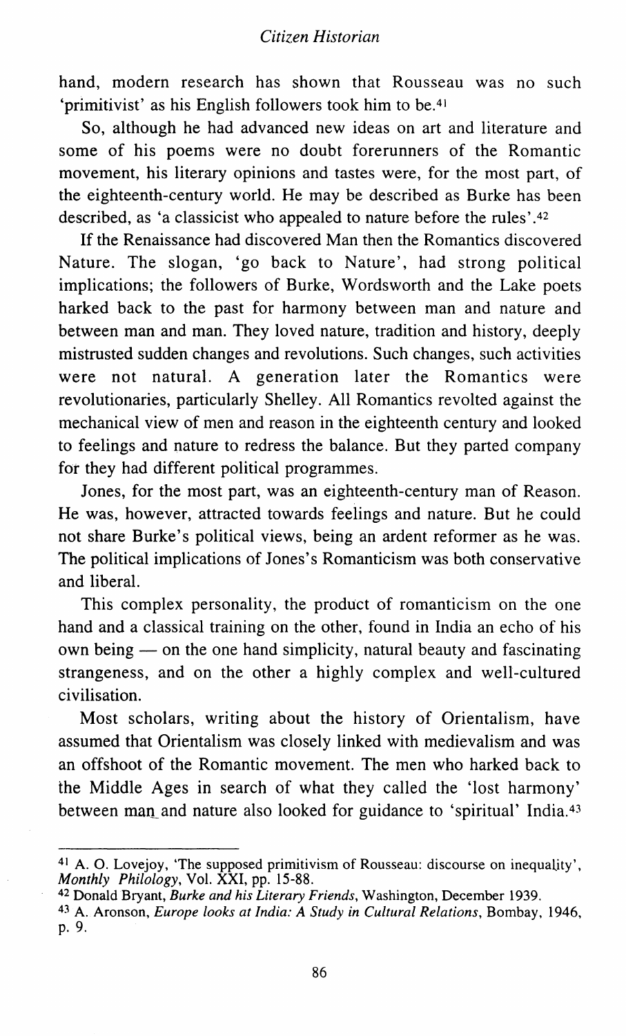hand, modern research has shown that Rousseau was no such 'primitivist' as his English followers took him to be.[41]

So, although he had advanced new ideas on art and literature and some of his poems were no doubt forerunners of the Romantic movement, his literary opinions and tastes were, for the most part, of the eighteenth-century world. He may be described as Burke has been described, as 'a classicist who appealed to nature before the rules'.[42]

If the Renaissance had discovered Man then the Romantics discovered Nature. The slogan, 'go back to Nature', had strong political implications; the followers of Burke, Wordsworth and the Lake poets harked back to the past for harmony between man and nature and between man and man. They loved nature, tradition and history, deeply mistrusted sudden changes and revolutions. Such changes, such activities were not natural. A generation later the Romantics were revolutionaries, particularly Shelley. All Romantics revolted against the mechanical view of men and reason in the eighteenth century and looked to feelings and nature to redress the balance. But they parted company for they had different political programmes.

Jones, for the most part, was an eighteenth-century man of Reason. He was, however, attracted towards feelings and nature. But he could not share Burke's political views, being an ardent reformer as he was. The political implications of Jones's Romanticism was both conservative and liberal.

This complex personality, the product of romanticism on the one hand and a classical training on the other, found in India an echo of his own being — on the one hand simplicity, natural beauty and fascinating strangeness, and on the other a highly complex and well-cultured civilisation.

Most scholars, writing about the history of Orientalism, have assumed that Orientalism was closely linked with medievalism and was an offshoot of the Romantic movement. The men who harked back to the Middle Ages in search of what they called the 'lost harmony' between man and nature also looked for guidance to 'spiritual' India.[43]

---

[41] A. O. Lovejoy, 'The supposed primitivism of Rousseau: discourse on inequality', *Monthly Philology*, Vol. XXI, pp. 15-88.

[42] Donald Bryant, *Burke and his Literary Friends*, Washington, December 1939.

[43] A. Aronson, *Europe looks at India: A Study in Cultural Relations*, Bombay, 1946, p. 9.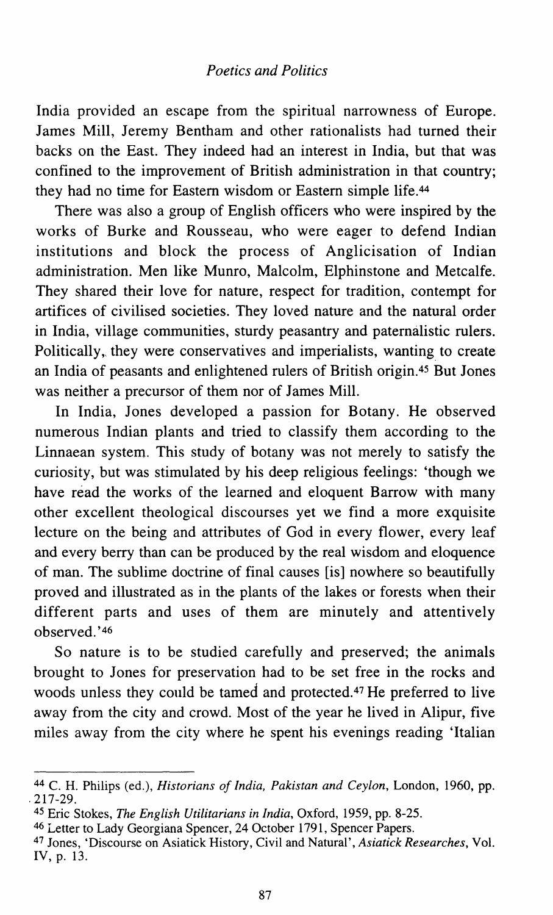India provided an escape from the spiritual narrowness of Europe. James Mill, Jeremy Bentham and other rationalists had turned their backs on the East. They indeed had an interest in India, but that was confined to the improvement of British administration in that country; they had no time for Eastern wisdom or Eastern simple life.[44]

There was also a group of English officers who were inspired by the works of Burke and Rousseau, who were eager to defend Indian institutions and block the process of Anglicisation of Indian administration. Men like Munro, Malcolm, Elphinstone and Metcalfe. They shared their love for nature, respect for tradition, contempt for artifices of civilised societies. They loved nature and the natural order in India, village communities, sturdy peasantry and paternalistic rulers. Politically, they were conservatives and imperialists, wanting to create an India of peasants and enlightened rulers of British origin.[45] But Jones was neither a precursor of them nor of James Mill.

In India, Jones developed a passion for Botany. He observed numerous Indian plants and tried to classify them according to the Linnaean system. This study of botany was not merely to satisfy the curiosity, but was stimulated by his deep religious feelings: 'though we have read the works of the learned and eloquent Barrow with many other excellent theological discourses yet we find a more exquisite lecture on the being and attributes of God in every flower, every leaf and every berry than can be produced by the real wisdom and eloquence of man. The sublime doctrine of final causes [is] nowhere so beautifully proved and illustrated as in the plants of the lakes or forests when their different parts and uses of them are minutely and attentively observed.'[46]

So nature is to be studied carefully and preserved; the animals brought to Jones for preservation had to be set free in the rocks and woods unless they could be tamed and protected.[47] He preferred to live away from the city and crowd. Most of the year he lived in Alipur, five miles away from the city where he spent his evenings reading 'Italian

---

[44] C. H. Philips (ed.), *Historians of India, Pakistan and Ceylon*, London, 1960, pp. 217-29.

[45] Eric Stokes, *The English Utilitarians in India*, Oxford, 1959, pp. 8-25.

[46] Letter to Lady Georgiana Spencer, 24 October 1791, Spencer Papers.

[47] Jones, 'Discourse on Asiatick History, Civil and Natural', *Asiatick Researches*, Vol. IV, p. 13.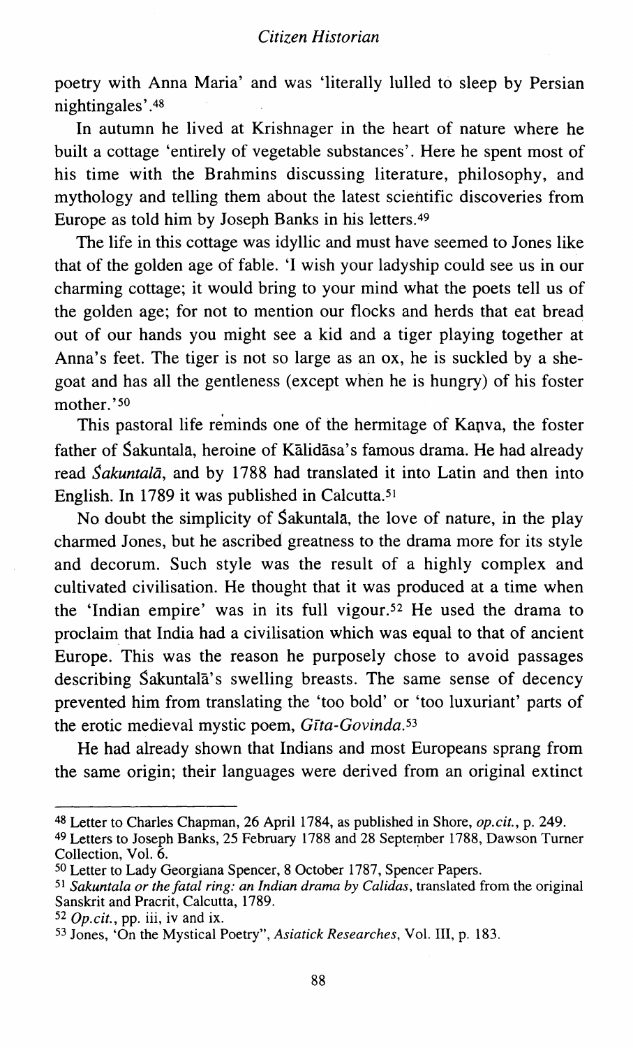poetry with Anna Maria' and was 'literally lulled to sleep by Persian nightingales'.[48]

In autumn he lived at Krishnager in the heart of nature where he built a cottage 'entirely of vegetable substances'. Here he spent most of his time with the Brahmins discussing literature, philosophy, and mythology and telling them about the latest scientific discoveries from Europe as told him by Joseph Banks in his letters.[49]

The life in this cottage was idyllic and must have seemed to Jones like that of the golden age of fable. 'I wish your ladyship could see us in our charming cottage; it would bring to your mind what the poets tell us of the golden age; for not to mention our flocks and herds that eat bread out of our hands you might see a kid and a tiger playing together at Anna's feet. The tiger is not so large as an ox, he is suckled by a she-goat and has all the gentleness (except when he is hungry) of his foster mother.'[50]

This pastoral life reminds one of the hermitage of Kaṇva, the foster father of Śakuntalā, heroine of Kālidāsa's famous drama. He had already read *Śakuntalā*, and by 1788 had translated it into Latin and then into English. In 1789 it was published in Calcutta.[51]

No doubt the simplicity of Śakuntalā, the love of nature, in the play charmed Jones, but he ascribed greatness to the drama more for its style and decorum. Such style was the result of a highly complex and cultivated civilisation. He thought that it was produced at a time when the 'Indian empire' was in its full vigour.[52] He used the drama to proclaim that India had a civilisation which was equal to that of ancient Europe. This was the reason he purposely chose to avoid passages describing Śakuntalā's swelling breasts. The same sense of decency prevented him from translating the 'too bold' or 'too luxuriant' parts of the erotic medieval mystic poem, *Gīta-Govinda*.[53]

He had already shown that Indians and most Europeans sprang from the same origin; their languages were derived from an original extinct

---

[48] Letter to Charles Chapman, 26 April 1784, as published in Shore, *op.cit.*, p. 249.

[49] Letters to Joseph Banks, 25 February 1788 and 28 September 1788, Dawson Turner Collection, Vol. 6.

[50] Letter to Lady Georgiana Spencer, 8 October 1787, Spencer Papers.

[51] *Sakuntala or the fatal ring: an Indian drama by Calidas*, translated from the original Sanskrit and Pracrit, Calcutta, 1789.

[52] *Op.cit.*, pp. iii, iv and ix.

[53] Jones, 'On the Mystical Poetry", *Asiatick Researches*, Vol. III, p. 183.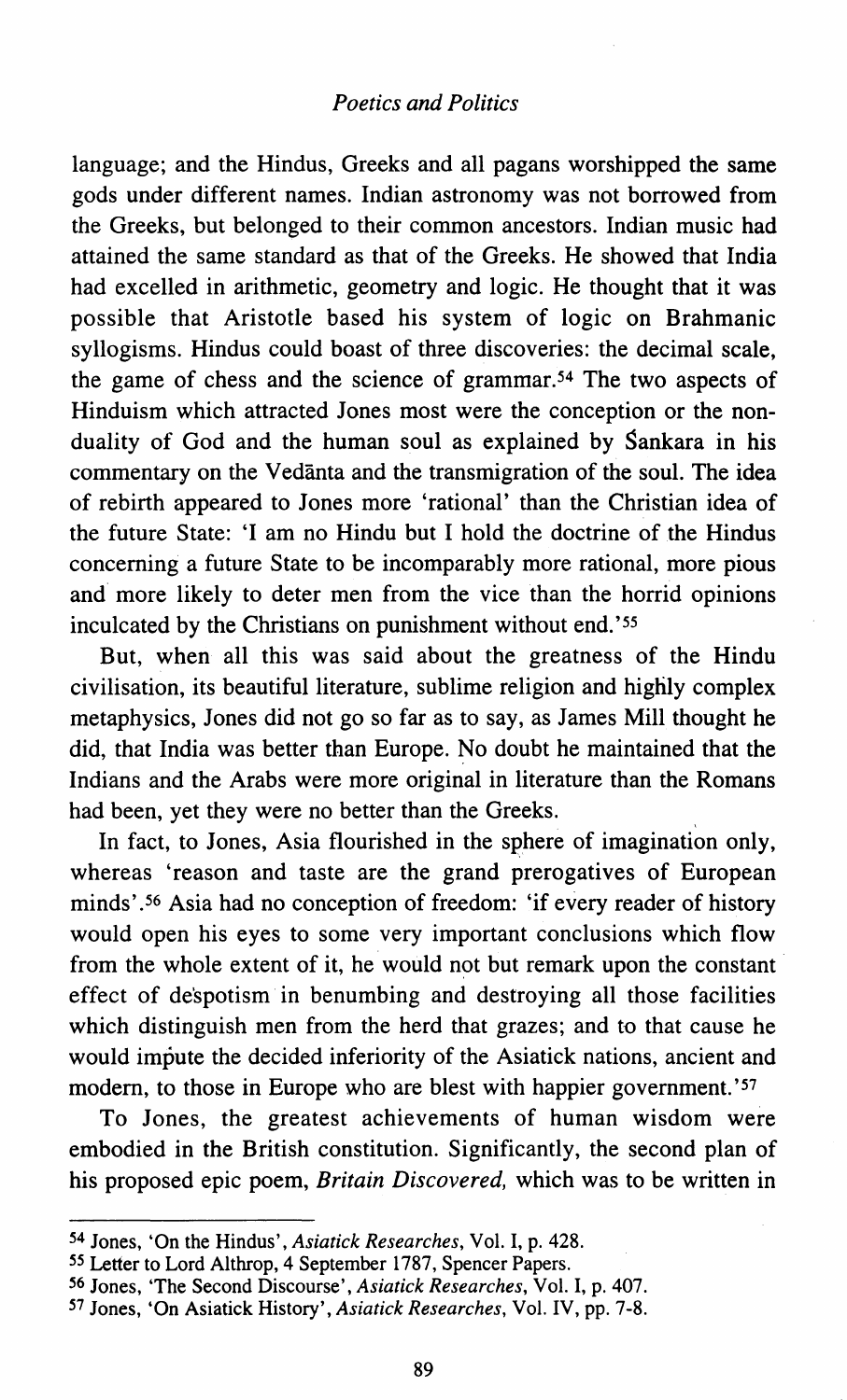language; and the Hindus, Greeks and all pagans worshipped the same gods under different names. Indian astronomy was not borrowed from the Greeks, but belonged to their common ancestors. Indian music had attained the same standard as that of the Greeks. He showed that India had excelled in arithmetic, geometry and logic. He thought that it was possible that Aristotle based his system of logic on Brahmanic syllogisms. Hindus could boast of three discoveries: the decimal scale, the game of chess and the science of grammar.[54] The two aspects of Hinduism which attracted Jones most were the conception or the non-duality of God and the human soul as explained by Śankara in his commentary on the Vedānta and the transmigration of the soul. The idea of rebirth appeared to Jones more 'rational' than the Christian idea of the future State: 'I am no Hindu but I hold the doctrine of the Hindus concerning a future State to be incomparably more rational, more pious and more likely to deter men from the vice than the horrid opinions inculcated by the Christians on punishment without end.'[55]

But, when all this was said about the greatness of the Hindu civilisation, its beautiful literature, sublime religion and highly complex metaphysics, Jones did not go so far as to say, as James Mill thought he did, that India was better than Europe. No doubt he maintained that the Indians and the Arabs were more original in literature than the Romans had been, yet they were no better than the Greeks.

In fact, to Jones, Asia flourished in the sphere of imagination only, whereas 'reason and taste are the grand prerogatives of European minds'.[56] Asia had no conception of freedom: 'if every reader of history would open his eyes to some very important conclusions which flow from the whole extent of it, he would not but remark upon the constant effect of despotism in benumbing and destroying all those facilities which distinguish men from the herd that grazes; and to that cause he would impute the decided inferiority of the Asiatick nations, ancient and modern, to those in Europe who are blest with happier government.'[57]

To Jones, the greatest achievements of human wisdom were embodied in the British constitution. Significantly, the second plan of his proposed epic poem, *Britain Discovered,* which was to be written in

---

[54] Jones, 'On the Hindus', *Asiatick Researches*, Vol. I, p. 428.

[55] Letter to Lord Althrop, 4 September 1787, Spencer Papers.

[56] Jones, 'The Second Discourse', *Asiatick Researches*, Vol. I, p. 407.

[57] Jones, 'On Asiatick History', *Asiatick Researches*, Vol. IV, pp. 7-8.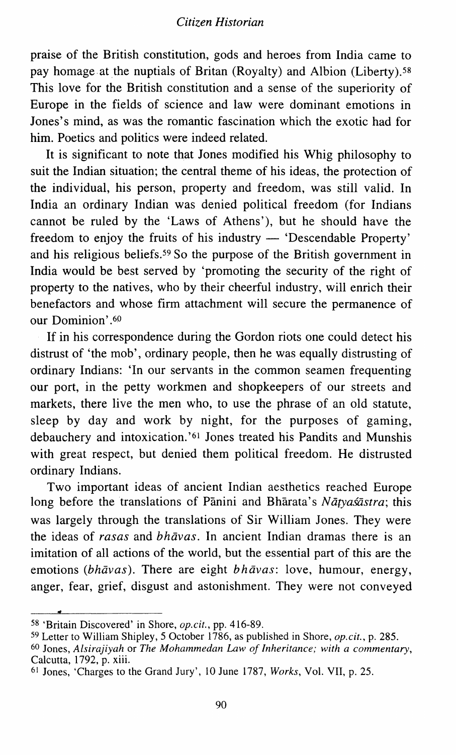praise of the British constitution, gods and heroes from India came to pay homage at the nuptials of Britan (Royalty) and Albion (Liberty).[58] This love for the British constitution and a sense of the superiority of Europe in the fields of science and law were dominant emotions in Jones's mind, as was the romantic fascination which the exotic had for him. Poetics and politics were indeed related.

It is significant to note that Jones modified his Whig philosophy to suit the Indian situation; the central theme of his ideas, the protection of the individual, his person, property and freedom, was still valid. In India an ordinary Indian was denied political freedom (for Indians cannot be ruled by the 'Laws of Athens'), but he should have the freedom to enjoy the fruits of his industry — 'Descendable Property' and his religious beliefs.[59] So the purpose of the British government in India would be best served by 'promoting the security of the right of property to the natives, who by their cheerful industry, will enrich their benefactors and whose firm attachment will secure the permanence of our Dominion'.[60]

If in his correspondence during the Gordon riots one could detect his distrust of 'the mob', ordinary people, then he was equally distrusting of ordinary Indians: 'In our servants in the common seamen frequenting our port, in the petty workmen and shopkeepers of our streets and markets, there live the men who, to use the phrase of an old statute, sleep by day and work by night, for the purposes of gaming, debauchery and intoxication.'[61] Jones treated his Pandits and Munshis with great respect, but denied them political freedom. He distrusted ordinary Indians.

Two important ideas of ancient Indian aesthetics reached Europe long before the translations of Pānini and Bhārata's *Nāṭyaśāstra*; this was largely through the translations of Sir William Jones. They were the ideas of *rasas* and *bhāvas*. In ancient Indian dramas there is an imitation of all actions of the world, but the essential part of this are the emotions (*bhāvas*). There are eight *bhāvas*: love, humour, energy, anger, fear, grief, disgust and astonishment. They were not conveyed

---

[58] 'Britain Discovered' in Shore, *op.cit.*, pp. 416-89.

[59] Letter to William Shipley, 5 October 1786, as published in Shore, *op.cit.*, p. 285.

[60] Jones, *Alsirajiyah* or *The Mohammedan Law of Inheritance; with a commentary*, Calcutta, 1792, p. xiii.

[61] Jones, 'Charges to the Grand Jury', 10 June 1787, *Works*, Vol. VII, p. 25.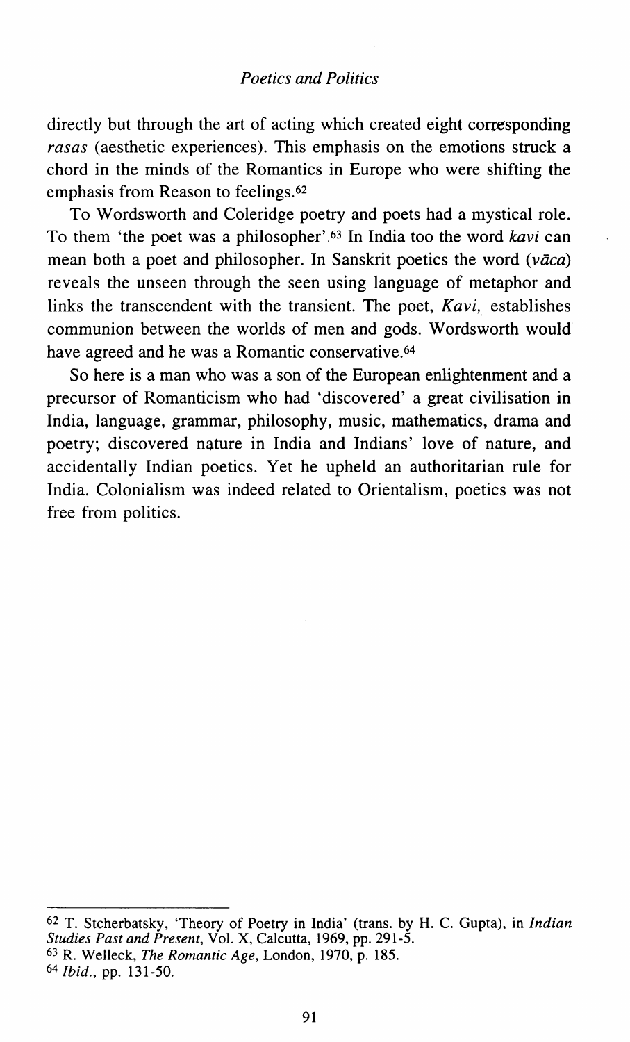directly but through the art of acting which created eight corresponding *rasas* (aesthetic experiences). This emphasis on the emotions struck a chord in the minds of the Romantics in Europe who were shifting the emphasis from Reason to feelings.[62]

To Wordsworth and Coleridge poetry and poets had a mystical role. To them 'the poet was a philosopher'.[63] In India too the word *kavi* can mean both a poet and philosopher. In Sanskrit poetics the word (*vāca*) reveals the unseen through the seen using language of metaphor and links the transcendent with the transient. The poet, *Kavi*, establishes communion between the worlds of men and gods. Wordsworth would have agreed and he was a Romantic conservative.[64]

So here is a man who was a son of the European enlightenment and a precursor of Romanticism who had 'discovered' a great civilisation in India, language, grammar, philosophy, music, mathematics, drama and poetry; discovered nature in India and Indians' love of nature, and accidentally Indian poetics. Yet he upheld an authoritarian rule for India. Colonialism was indeed related to Orientalism, poetics was not free from politics.

---

[62] T. Stcherbatsky, 'Theory of Poetry in India' (trans. by H. C. Gupta), in *Indian Studies Past and Present*, Vol. X, Calcutta, 1969, pp. 291-5.

[63] R. Welleck, *The Romantic Age*, London, 1970, p. 185.

[64] *Ibid.*, pp. 131-50.